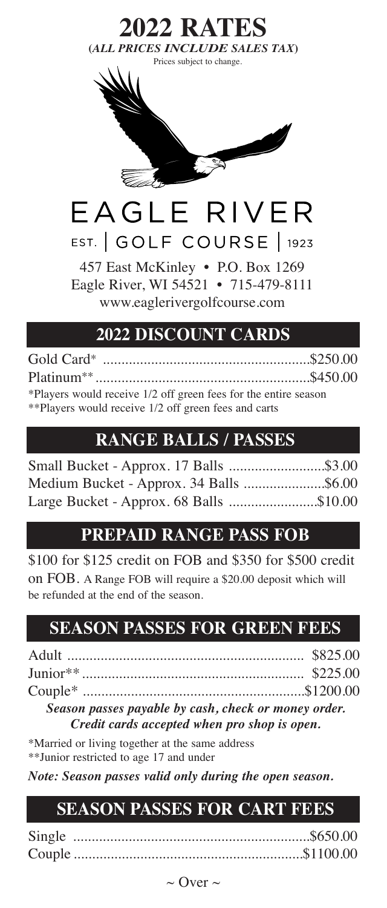# 2022 RATES

***(ALL PRICES INCLUDE SALES TAX)***

Prices subject to change.

# EAGLE RIVER

EST. | GOLF COURSE | 1923

457 East McKinley • P.O. Box 1269
Eagle River, WI 54521 • 715-479-8111
www.eaglerivergolfcourse.com

## 2022 DISCOUNT CARDS

Gold Card* ........................................................$250.00
Platinum** ..........................................................$450.00

*Players would receive 1/2 off green fees for the entire season
**Players would receive 1/2 off green fees and carts

## RANGE BALLS / PASSES

Small Bucket - Approx. 17 Balls ..........................$3.00
Medium Bucket - Approx. 34 Balls ......................$6.00
Large Bucket - Approx. 68 Balls ........................$10.00

## PREPAID RANGE PASS FOB

$100 for $125 credit on FOB and $350 for $500 credit on FOB. A Range FOB will require a $20.00 deposit which will be refunded at the end of the season.

## SEASON PASSES FOR GREEN FEES

Adult ............................................................... $825.00
Junior** ........................................................... $225.00
Couple* ...........................................................$1200.00

***Season passes payable by cash, check or money order.***
***Credit cards accepted when pro shop is open.***

*Married or living together at the same address
**Junior restricted to age 17 and under

***Note: Season passes valid only during the open season.***

## SEASON PASSES FOR CART FEES

Single ...............................................................$650.00
Couple .............................................................$1100.00

~ Over ~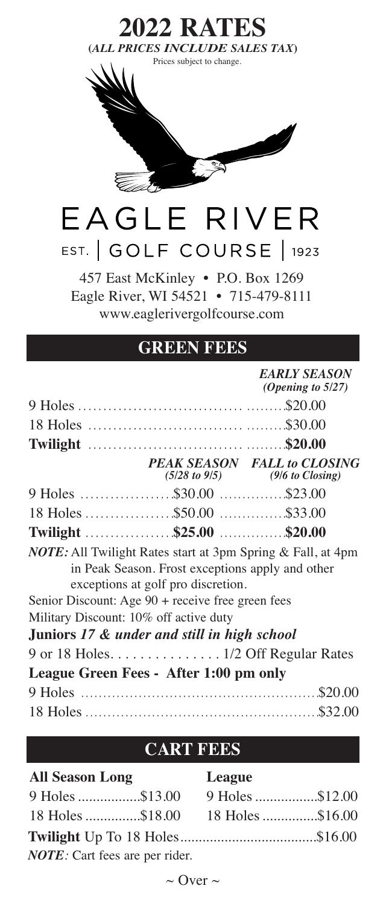# 2022 RATES

***(ALL PRICES INCLUDE SALES TAX)***

Prices subject to change.

# EAGLE RIVER

EST. | GOLF COURSE | 1923

457 East McKinley • P.O. Box 1269
Eagle River, WI 54521 • 715-479-8111
www.eaglerivergolfcourse.com

## GREEN FEES

| | ***EARLY SEASON*** *(Opening to 5/27)* |
|---|---|
| 9 Holes | $20.00 |
| 18 Holes | $30.00 |
| **Twilight** | **$20.00** |

| | ***PEAK SEASON*** *(5/28 to 9/5)* | ***FALL to CLOSING*** *(9/6 to Closing)* |
|---|---|---|
| 9 Holes | $30.00 | $23.00 |
| 18 Holes | $50.00 | $33.00 |
| **Twilight** | **$25.00** | **$20.00** |

***NOTE:*** All Twilight Rates start at 3pm Spring & Fall, at 4pm in Peak Season. Frost exceptions apply and other exceptions at golf pro discretion.

Senior Discount: Age 90 + receive free green fees

Military Discount: 10% off active duty

**Juniors** ***17 & under and still in high school***

9 or 18 Holes. . . . . . . . . . . . . . . 1/2 Off Regular Rates

**League Green Fees - After 1:00 pm only**

| | |
|---|---|
| 9 Holes | $20.00 |
| 18 Holes | $32.00 |

## CART FEES

| **All Season Long** | | **League** | |
|---|---|---|---|
| 9 Holes | $13.00 | 9 Holes | $12.00 |
| 18 Holes | $18.00 | 18 Holes | $16.00 |

**Twilight** Up To 18 Holes....................................$16.00

***NOTE:*** Cart fees are per rider.

~ Over ~